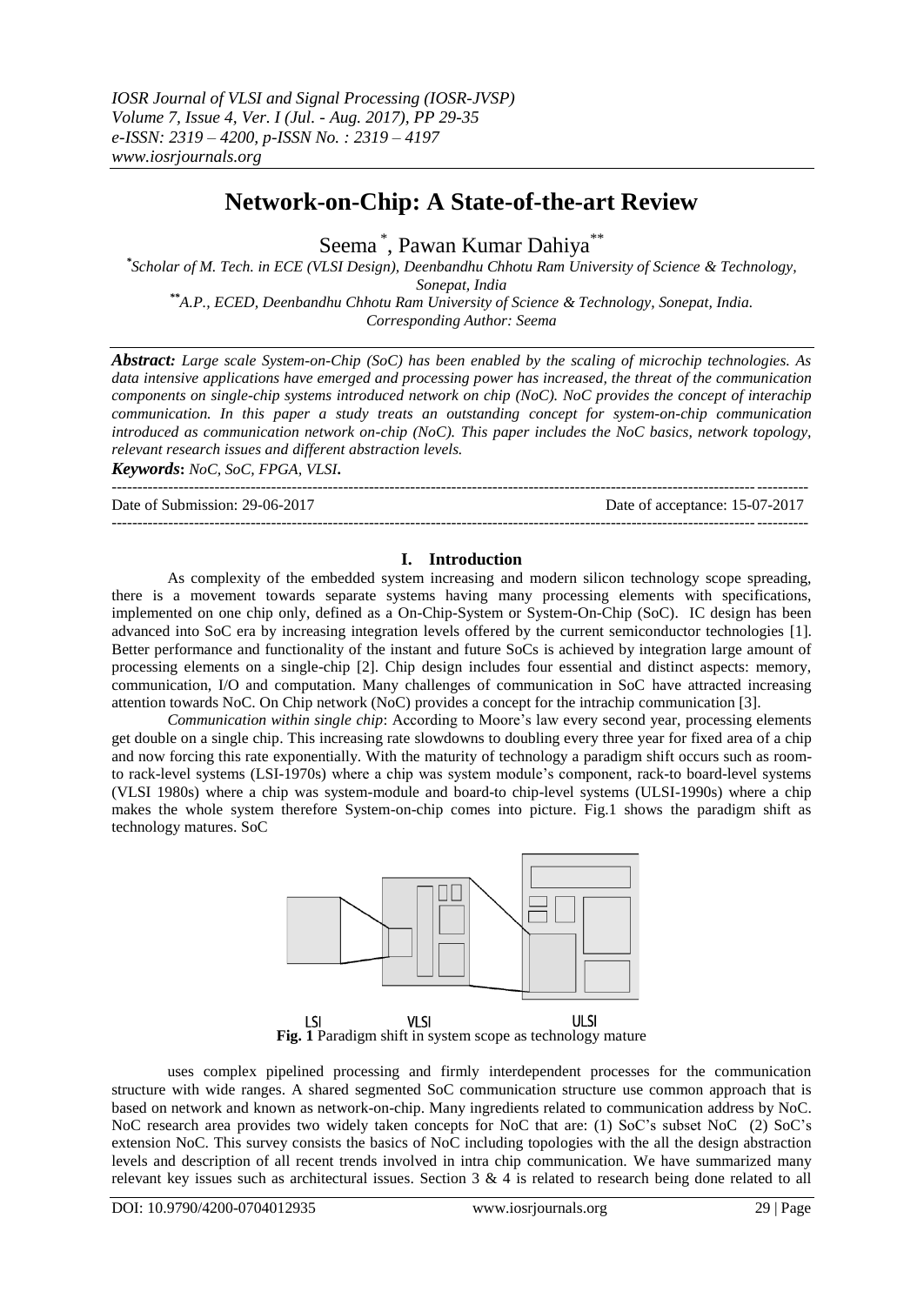# Network-on-Chip: A State-of-the-art Review

Seema [*], Pawan Kumar Dahiya [**]

[*] *Scholar of M. Tech. in ECE (VLSI Design), Deenbandhu Chhotu Ram University of Science & Technology, Sonepat, India*

[**] *A.P., ECED, Deenbandhu Chhotu Ram University of Science & Technology, Sonepat, India.*

*Corresponding Author: Seema*

***Abstract:*** *Large scale System-on-Chip (SoC) has been enabled by the scaling of microchip technologies. As data intensive applications have emerged and processing power has increased, the threat of the communication components on single-chip systems introduced network on chip (NoC). NoC provides the concept of interachip communication. In this paper a study treats an outstanding concept for system-on-chip communication introduced as communication network on-chip (NoC). This paper includes the NoC basics, network topology, relevant research issues and different abstraction levels.*

***Keywords*: *NoC, SoC, FPGA, VLSI*.**

Date of Submission: 29-06-2017 Date of acceptance: 15-07-2017

## I. Introduction

As complexity of the embedded system increasing and modern silicon technology scope spreading, there is a movement towards separate systems having many processing elements with specifications, implemented on one chip only, defined as a On-Chip-System or System-On-Chip (SoC). IC design has been advanced into SoC era by increasing integration levels offered by the current semiconductor technologies [1]. Better performance and functionality of the instant and future SoCs is achieved by integration large amount of processing elements on a single-chip [2]. Chip design includes four essential and distinct aspects: memory, communication, I/O and computation. Many challenges of communication in SoC have attracted increasing attention towards NoC. On Chip network (NoC) provides a concept for the intrachip communication [3].

*Communication within single chip*: According to Moore's law every second year, processing elements get double on a single chip. This increasing rate slowdowns to doubling every three year for fixed area of a chip and now forcing this rate exponentially. With the maturity of technology a paradigm shift occurs such as room-to rack-level systems (LSI-1970s) where a chip was system module's component, rack-to board-level systems (VLSI 1980s) where a chip was system-module and board-to chip-level systems (ULSI-1990s) where a chip makes the whole system therefore System-on-chip comes into picture. Fig.1 shows the paradigm shift as technology matures. SoC

LSI VLSI ULSI

**Fig. 1** Paradigm shift in system scope as technology mature

uses complex pipelined processing and firmly interdependent processes for the communication structure with wide ranges. A shared segmented SoC communication structure use common approach that is based on network and known as network-on-chip. Many ingredients related to communication address by NoC. NoC research area provides two widely taken concepts for NoC that are: (1) SoC's subset NoC (2) SoC's extension NoC. This survey consists the basics of NoC including topologies with the all the design abstraction levels and description of all recent trends involved in intra chip communication. We have summarized many relevant key issues such as architectural issues. Section 3 & 4 is related to research being done related to all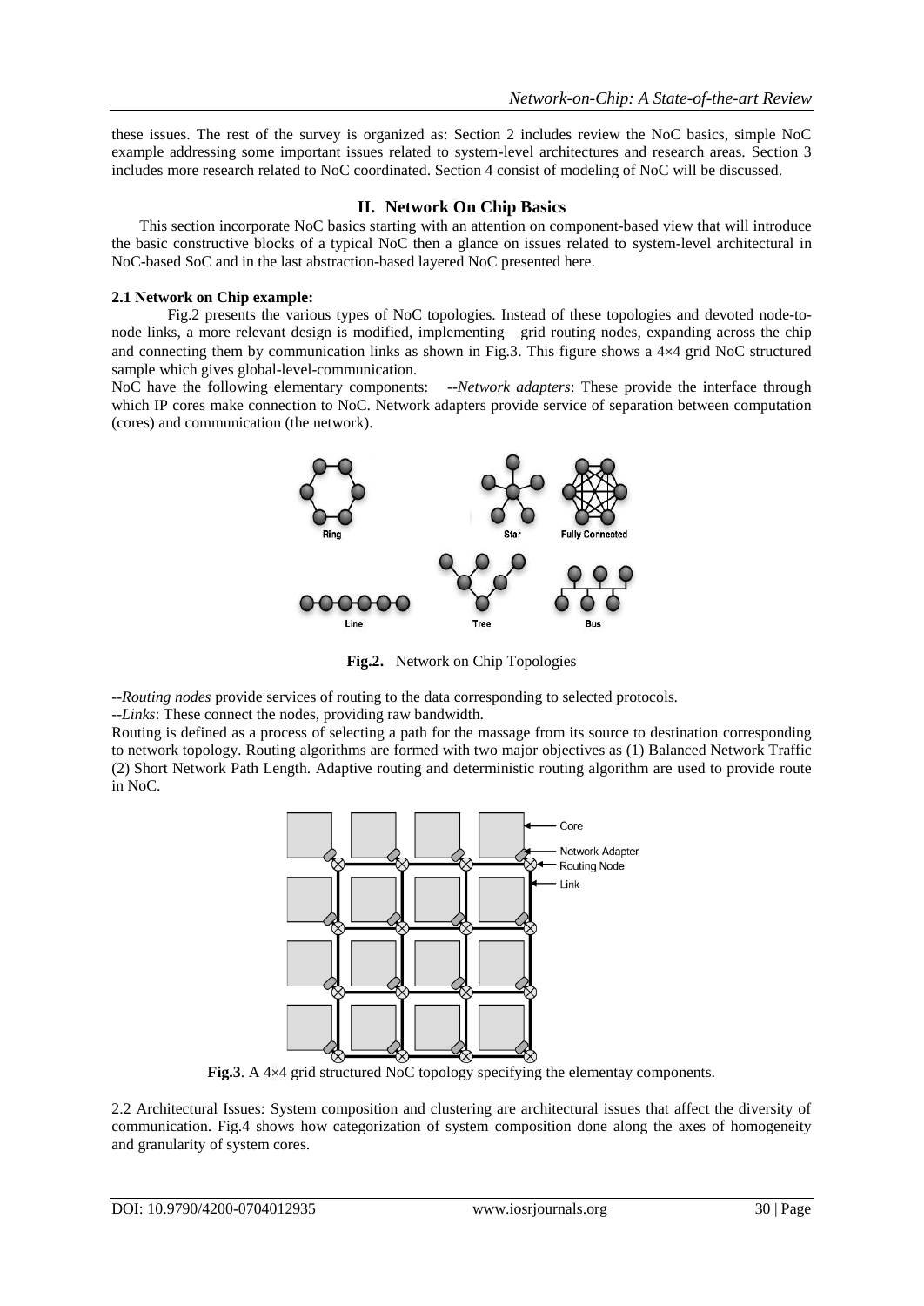these issues. The rest of the survey is organized as: Section 2 includes review the NoC basics, simple NoC example addressing some important issues related to system-level architectures and research areas. Section 3 includes more research related to NoC coordinated. Section 4 consist of modeling of NoC will be discussed.

## II. Network On Chip Basics

This section incorporate NoC basics starting with an attention on component-based view that will introduce the basic constructive blocks of a typical NoC then a glance on issues related to system-level architectural in NoC-based SoC and in the last abstraction-based layered NoC presented here.

### 2.1 Network on Chip example:

Fig.2 presents the various types of NoC topologies. Instead of these topologies and devoted node-to-node links, a more relevant design is modified, implementing grid routing nodes, expanding across the chip and connecting them by communication links as shown in Fig.3. This figure shows a 4×4 grid NoC structured sample which gives global-level-communication.

NoC have the following elementary components: --*Network adapters*: These provide the interface through which IP cores make connection to NoC. Network adapters provide service of separation between computation (cores) and communication (the network).

**Fig.2.** Network on Chip Topologies

--*Routing nodes* provide services of routing to the data corresponding to selected protocols.

--*Links*: These connect the nodes, providing raw bandwidth.

Routing is defined as a process of selecting a path for the massage from its source to destination corresponding to network topology. Routing algorithms are formed with two major objectives as (1) Balanced Network Traffic (2) Short Network Path Length. Adaptive routing and deterministic routing algorithm are used to provide route in NoC.

**Fig.3**. A 4×4 grid structured NoC topology specifying the elementay components.

2.2 Architectural Issues: System composition and clustering are architectural issues that affect the diversity of communication. Fig.4 shows how categorization of system composition done along the axes of homogeneity and granularity of system cores.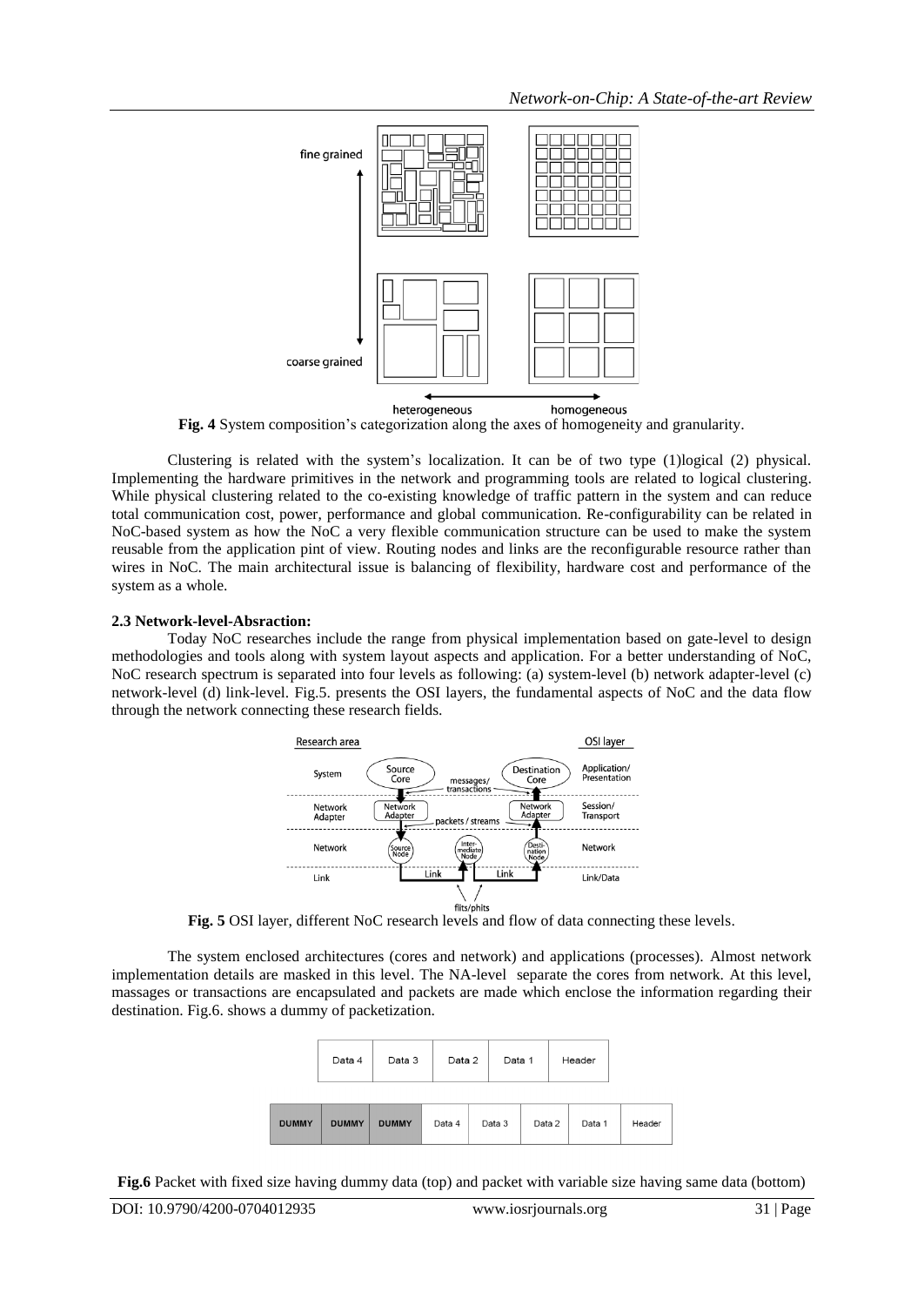**Fig. 4** System composition's categorization along the axes of homogeneity and granularity.

Clustering is related with the system's localization. It can be of two type (1)logical (2) physical. Implementing the hardware primitives in the network and programming tools are related to logical clustering. While physical clustering related to the co-existing knowledge of traffic pattern in the system and can reduce total communication cost, power, performance and global communication. Re-configurability can be related in NoC-based system as how the NoC a very flexible communication structure can be used to make the system reusable from the application pint of view. Routing nodes and links are the reconfigurable resource rather than wires in NoC. The main architectural issue is balancing of flexibility, hardware cost and performance of the system as a whole.

### 2.3 Network-level-Absraction:

Today NoC researches include the range from physical implementation based on gate-level to design methodologies and tools along with system layout aspects and application. For a better understanding of NoC, NoC research spectrum is separated into four levels as following: (a) system-level (b) network adapter-level (c) network-level (d) link-level. Fig.5. presents the OSI layers, the fundamental aspects of NoC and the data flow through the network connecting these research fields.

**Fig. 5** OSI layer, different NoC research levels and flow of data connecting these levels.

The system enclosed architectures (cores and network) and applications (processes). Almost network implementation details are masked in this level. The NA-level separate the cores from network. At this level, massages or transactions are encapsulated and packets are made which enclose the information regarding their destination. Fig.6. shows a dummy of packetization.

**Fig.6** Packet with fixed size having dummy data (top) and packet with variable size having same data (bottom)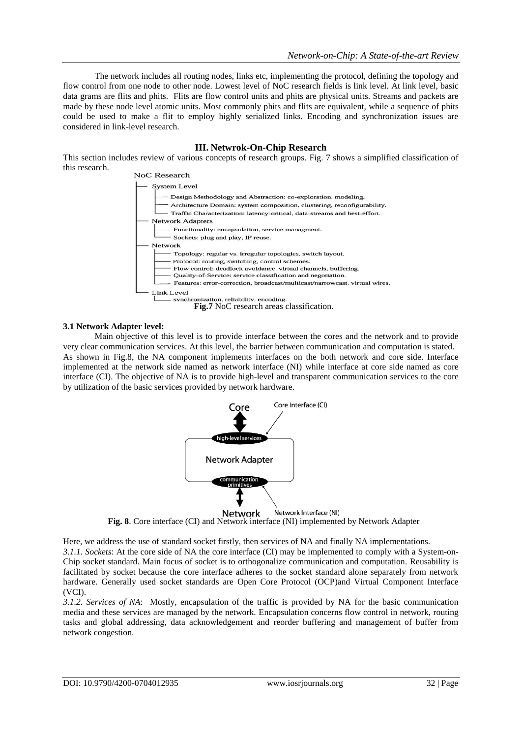The network includes all routing nodes, links etc, implementing the protocol, defining the topology and flow control from one node to other node. Lowest level of NoC research fields is link level. At link level, basic data grams are flits and phits. Flits are flow control units and phits are physical units. Streams and packets are made by these node level atomic units. Most commonly phits and flits are equivalent, while a sequence of phits could be used to make a flit to employ highly serialized links. Encoding and synchronization issues are considered in link-level research.

## III. Netwrok-On-Chip Research

This section includes review of various concepts of research groups. Fig. 7 shows a simplified classification of this research.

```
NoC Research
├── System Level
│   ├── Design Methodology and Abstraction: co-exploration, modeling.
│   ├── Architecture Domain: system composition, clustering, reconfigurability.
│   └── Traffic Characterization: latency-critical, data-streams and best-effort.
├── Network Adapters
│   ├── Functionality: encapsulation, service managment.
│   └── Sockets: plug and play, IP reuse.
├── Network
│   ├── Topology: regular vs. irregular topologies, switch layout.
│   ├── Protocol: routing, switching, control schemes.
│   ├── Flow control: deadlock avoidance, virtual channels, buffering.
│   ├── Quality-of-Service: service classification and negotiation.
│   └── Features: error-correction, broadcast/multicast/narrowcast, virtual wires.
└── Link Level
    └── synchronization, reliability, encoding.
```

**Fig.7** NoC research areas classification.

### 3.1 Network Adapter level:

Main objective of this level is to provide interface between the cores and the network and to provide very clear communication services. At this level, the barrier between communication and computation is stated. As shown in Fig.8, the NA component implements interfaces on the both network and core side. Interface implemented at the network side named as network interface (NI) while interface at core side named as core interface (CI). The objective of NA is to provide high-level and transparent communication services to the core by utilization of the basic services provided by network hardware.

Core — Core Interface (CI) — high-level services — Network Adapter — communication primitives — Network Interface (NI) — Network

**Fig. 8**. Core interface (CI) and Network interface (NI) implemented by Network Adapter

Here, we address the use of standard socket firstly, then services of NA and finally NA implementations.

*3.1.1. Sockets*: At the core side of NA the core interface (CI) may be implemented to comply with a System-on-Chip socket standard. Main focus of socket is to orthogonalize communication and computation. Reusability is facilitated by socket because the core interface adheres to the socket standard alone separately from network hardware. Generally used socket standards are Open Core Protocol (OCP)and Virtual Component Interface (VCI).

*3.1.2. Services of NA*: Mostly, encapsulation of the traffic is provided by NA for the basic communication media and these services are managed by the network. Encapsulation concerns flow control in network, routing tasks and global addressing, data acknowledgement and reorder buffering and management of buffer from network congestion.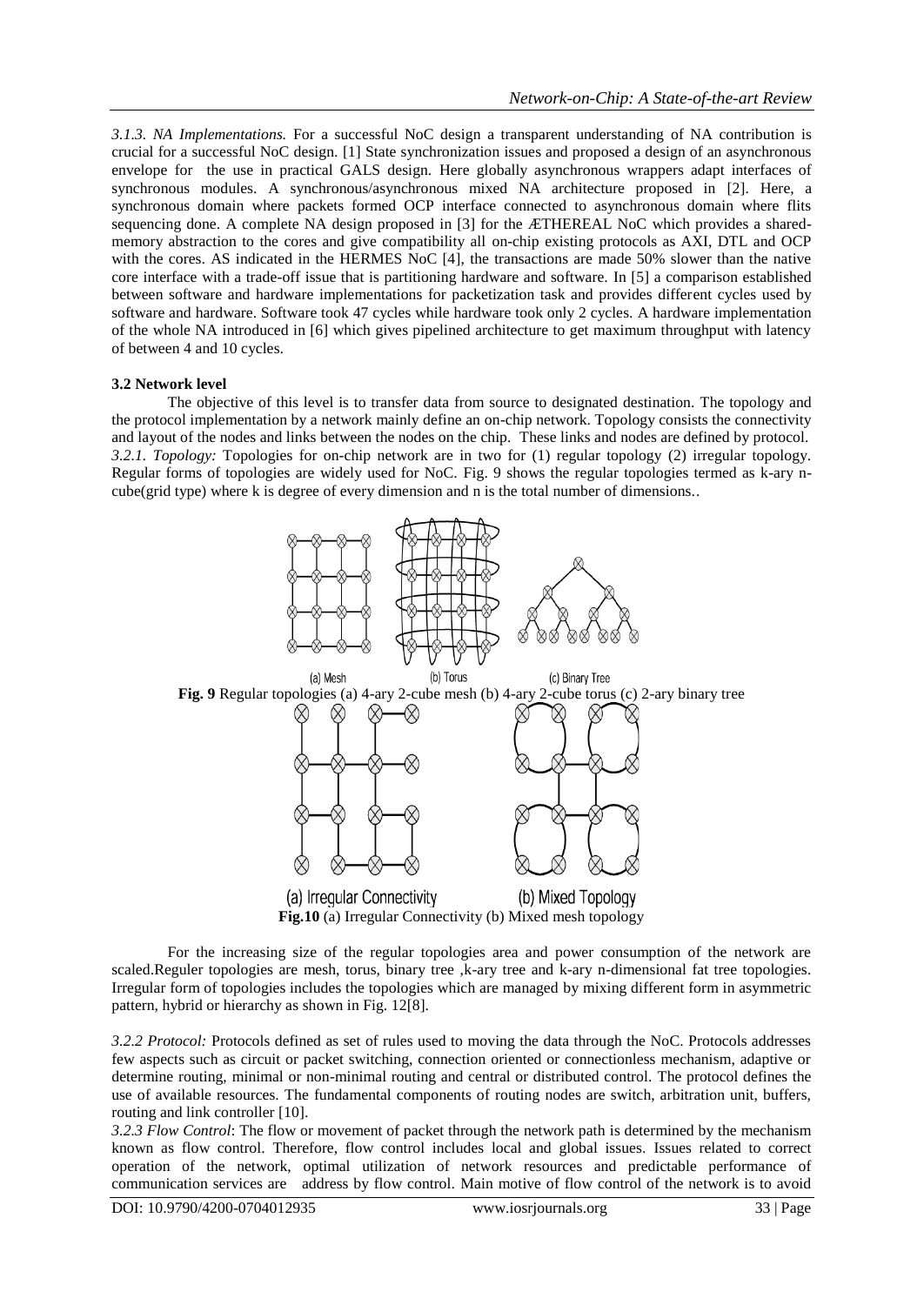*3.1.3. NA Implementations.* For a successful NoC design a transparent understanding of NA contribution is crucial for a successful NoC design. [1] State synchronization issues and proposed a design of an asynchronous envelope for the use in practical GALS design. Here globally asynchronous wrappers adapt interfaces of synchronous modules. A synchronous/asynchronous mixed NA architecture proposed in [2]. Here, a synchronous domain where packets formed OCP interface connected to asynchronous domain where flits sequencing done. A complete NA design proposed in [3] for the ÆTHEREAL NoC which provides a shared-memory abstraction to the cores and give compatibility all on-chip existing protocols as AXI, DTL and OCP with the cores. AS indicated in the HERMES NoC [4], the transactions are made 50% slower than the native core interface with a trade-off issue that is partitioning hardware and software. In [5] a comparison established between software and hardware implementations for packetization task and provides different cycles used by software and hardware. Software took 47 cycles while hardware took only 2 cycles. A hardware implementation of the whole NA introduced in [6] which gives pipelined architecture to get maximum throughput with latency of between 4 and 10 cycles.

### 3.2 Network level

The objective of this level is to transfer data from source to designated destination. The topology and the protocol implementation by a network mainly define an on-chip network. Topology consists the connectivity and layout of the nodes and links between the nodes on the chip. These links and nodes are defined by protocol.
*3.2.1. Topology:* Topologies for on-chip network are in two for (1) regular topology (2) irregular topology. Regular forms of topologies are widely used for NoC. Fig. 9 shows the regular topologies termed as k-ary n-cube(grid type) where k is degree of every dimension and n is the total number of dimensions..

**Fig. 9** Regular topologies (a) 4-ary 2-cube mesh (b) 4-ary 2-cube torus (c) 2-ary binary tree

**Fig.10** (a) Irregular Connectivity (b) Mixed mesh topology

For the increasing size of the regular topologies area and power consumption of the network are scaled.Reguler topologies are mesh, torus, binary tree ,k-ary tree and k-ary n-dimensional fat tree topologies. Irregular form of topologies includes the topologies which are managed by mixing different form in asymmetric pattern, hybrid or hierarchy as shown in Fig. 12[8].

*3.2.2 Protocol:* Protocols defined as set of rules used to moving the data through the NoC. Protocols addresses few aspects such as circuit or packet switching, connection oriented or connectionless mechanism, adaptive or determine routing, minimal or non-minimal routing and central or distributed control. The protocol defines the use of available resources. The fundamental components of routing nodes are switch, arbitration unit, buffers, routing and link controller [10].
*3.2.3 Flow Control*: The flow or movement of packet through the network path is determined by the mechanism known as flow control. Therefore, flow control includes local and global issues. Issues related to correct operation of the network, optimal utilization of network resources and predictable performance of communication services are address by flow control. Main motive of flow control of the network is to avoid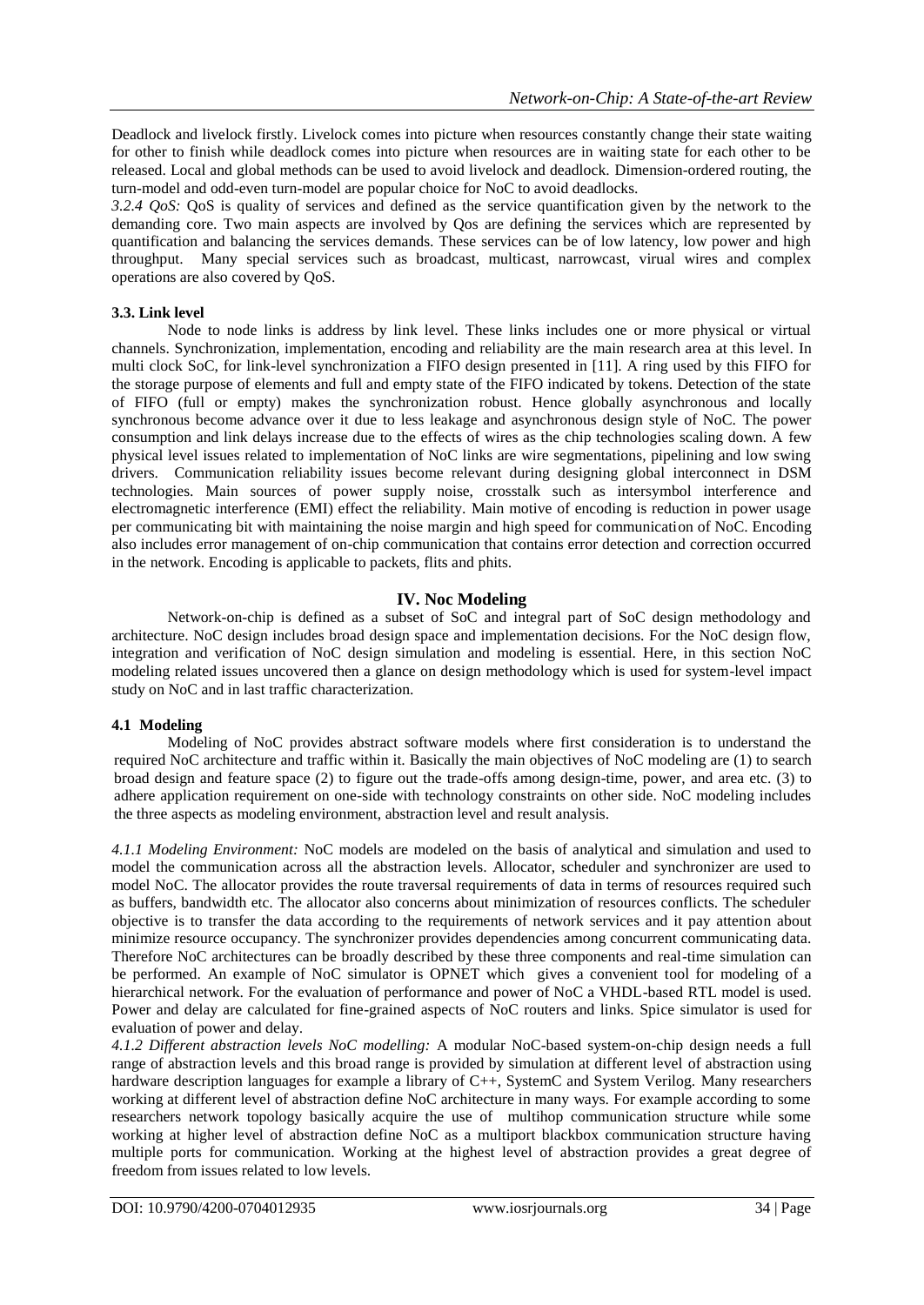Deadlock and livelock firstly. Livelock comes into picture when resources constantly change their state waiting for other to finish while deadlock comes into picture when resources are in waiting state for each other to be released. Local and global methods can be used to avoid livelock and deadlock. Dimension-ordered routing, the turn-model and odd-even turn-model are popular choice for NoC to avoid deadlocks.

*3.2.4 QoS:* QoS is quality of services and defined as the service quantification given by the network to the demanding core. Two main aspects are involved by Qos are defining the services which are represented by quantification and balancing the services demands. These services can be of low latency, low power and high throughput. Many special services such as broadcast, multicast, narrowcast, virual wires and complex operations are also covered by QoS.

### 3.3. Link level

Node to node links is address by link level. These links includes one or more physical or virtual channels. Synchronization, implementation, encoding and reliability are the main research area at this level. In multi clock SoC, for link-level synchronization a FIFO design presented in [11]. A ring used by this FIFO for the storage purpose of elements and full and empty state of the FIFO indicated by tokens. Detection of the state of FIFO (full or empty) makes the synchronization robust. Hence globally asynchronous and locally synchronous become advance over it due to less leakage and asynchronous design style of NoC. The power consumption and link delays increase due to the effects of wires as the chip technologies scaling down. A few physical level issues related to implementation of NoC links are wire segmentations, pipelining and low swing drivers. Communication reliability issues become relevant during designing global interconnect in DSM technologies. Main sources of power supply noise, crosstalk such as intersymbol interference and electromagnetic interference (EMI) effect the reliability. Main motive of encoding is reduction in power usage per communicating bit with maintaining the noise margin and high speed for communication of NoC. Encoding also includes error management of on-chip communication that contains error detection and correction occurred in the network. Encoding is applicable to packets, flits and phits.

## IV. Noc Modeling

Network-on-chip is defined as a subset of SoC and integral part of SoC design methodology and architecture. NoC design includes broad design space and implementation decisions. For the NoC design flow, integration and verification of NoC design simulation and modeling is essential. Here, in this section NoC modeling related issues uncovered then a glance on design methodology which is used for system-level impact study on NoC and in last traffic characterization.

### 4.1 Modeling

Modeling of NoC provides abstract software models where first consideration is to understand the required NoC architecture and traffic within it. Basically the main objectives of NoC modeling are (1) to search broad design and feature space (2) to figure out the trade-offs among design-time, power, and area etc. (3) to adhere application requirement on one-side with technology constraints on other side. NoC modeling includes the three aspects as modeling environment, abstraction level and result analysis.

*4.1.1 Modeling Environment:* NoC models are modeled on the basis of analytical and simulation and used to model the communication across all the abstraction levels. Allocator, scheduler and synchronizer are used to model NoC. The allocator provides the route traversal requirements of data in terms of resources required such as buffers, bandwidth etc. The allocator also concerns about minimization of resources conflicts. The scheduler objective is to transfer the data according to the requirements of network services and it pay attention about minimize resource occupancy. The synchronizer provides dependencies among concurrent communicating data. Therefore NoC architectures can be broadly described by these three components and real-time simulation can be performed. An example of NoC simulator is OPNET which gives a convenient tool for modeling of a hierarchical network. For the evaluation of performance and power of NoC a VHDL-based RTL model is used. Power and delay are calculated for fine-grained aspects of NoC routers and links. Spice simulator is used for evaluation of power and delay.

*4.1.2 Different abstraction levels NoC modelling:* A modular NoC-based system-on-chip design needs a full range of abstraction levels and this broad range is provided by simulation at different level of abstraction using hardware description languages for example a library of C++, SystemC and System Verilog. Many researchers working at different level of abstraction define NoC architecture in many ways. For example according to some researchers network topology basically acquire the use of multihop communication structure while some working at higher level of abstraction define NoC as a multiport blackbox communication structure having multiple ports for communication. Working at the highest level of abstraction provides a great degree of freedom from issues related to low levels.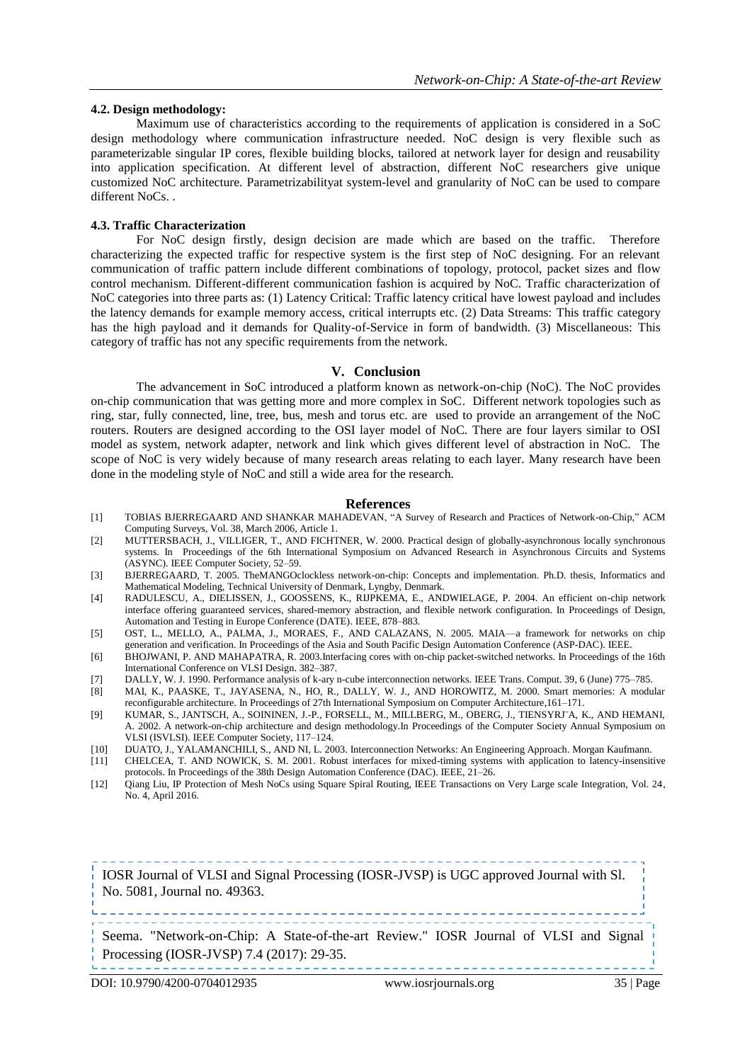### 4.2. Design methodology:

Maximum use of characteristics according to the requirements of application is considered in a SoC design methodology where communication infrastructure needed. NoC design is very flexible such as parameterizable singular IP cores, flexible building blocks, tailored at network layer for design and reusability into application specification. At different level of abstraction, different NoC researchers give unique customized NoC architecture. Parametrizabilityat system-level and granularity of NoC can be used to compare different NoCs. .

### 4.3. Traffic Characterization

For NoC design firstly, design decision are made which are based on the traffic. Therefore characterizing the expected traffic for respective system is the first step of NoC designing. For an relevant communication of traffic pattern include different combinations of topology, protocol, packet sizes and flow control mechanism. Different-different communication fashion is acquired by NoC. Traffic characterization of NoC categories into three parts as: (1) Latency Critical: Traffic latency critical have lowest payload and includes the latency demands for example memory access, critical interrupts etc. (2) Data Streams: This traffic category has the high payload and it demands for Quality-of-Service in form of bandwidth. (3) Miscellaneous: This category of traffic has not any specific requirements from the network.

## V. Conclusion

The advancement in SoC introduced a platform known as network-on-chip (NoC). The NoC provides on-chip communication that was getting more and more complex in SoC. Different network topologies such as ring, star, fully connected, line, tree, bus, mesh and torus etc. are used to provide an arrangement of the NoC routers. Routers are designed according to the OSI layer model of NoC. There are four layers similar to OSI model as system, network adapter, network and link which gives different level of abstraction in NoC. The scope of NoC is very widely because of many research areas relating to each layer. Many research have been done in the modeling style of NoC and still a wide area for the research.

## References

[1] TOBIAS BJERREGAARD AND SHANKAR MAHADEVAN, "A Survey of Research and Practices of Network-on-Chip," ACM Computing Surveys, Vol. 38, March 2006, Article 1.

[2] MUTTERSBACH, J., VILLIGER, T., AND FICHTNER, W. 2000. Practical design of globally-asynchronous locally synchronous systems. In Proceedings of the 6th International Symposium on Advanced Research in Asynchronous Circuits and Systems (ASYNC). IEEE Computer Society, 52–59.

[3] BJERREGAARD, T. 2005. TheMANGOclockless network-on-chip: Concepts and implementation. Ph.D. thesis, Informatics and Mathematical Modeling, Technical University of Denmark, Lyngby, Denmark.

[4] RADULESCU, A., DIELISSEN, J., GOOSSENS, K., RIJPKEMA, E., ANDWIELAGE, P. 2004. An efficient on-chip network interface offering guaranteed services, shared-memory abstraction, and flexible network configuration. In Proceedings of Design, Automation and Testing in Europe Conference (DATE). IEEE, 878–883.

[5] OST, L., MELLO, A., PALMA, J., MORAES, F., AND CALAZANS, N. 2005. MAIA—a framework for networks on chip generation and verification. In Proceedings of the Asia and South Pacific Design Automation Conference (ASP-DAC). IEEE.

[6] BHOJWANI, P. AND MAHAPATRA, R. 2003.Interfacing cores with on-chip packet-switched networks. In Proceedings of the 16th International Conference on VLSI Design. 382–387.

[7] DALLY, W. J. 1990. Performance analysis of k-ary n-cube interconnection networks. IEEE Trans. Comput. 39, 6 (June) 775–785.

[8] MAI, K., PAASKE, T., JAYASENA, N., HO, R., DALLY, W. J., AND HOROWITZ, M. 2000. Smart memories: A modular reconfigurable architecture. In Proceedings of 27th International Symposium on Computer Architecture,161–171.

[9] KUMAR, S., JANTSCH, A., SOININEN, J.-P., FORSELL, M., MILLBERG, M., OBERG, J., TIENSYRJ¨A, K., AND HEMANI, A. 2002. A network-on-chip architecture and design methodology.In Proceedings of the Computer Society Annual Symposium on VLSI (ISVLSI). IEEE Computer Society, 117–124.

[10] DUATO, J., YALAMANCHILI, S., AND NI, L. 2003. Interconnection Networks: An Engineering Approach. Morgan Kaufmann.

[11] CHELCEA, T. AND NOWICK, S. M. 2001. Robust interfaces for mixed-timing systems with application to latency-insensitive protocols. In Proceedings of the 38th Design Automation Conference (DAC). IEEE, 21–26.

[12] Qiang Liu, IP Protection of Mesh NoCs using Square Spiral Routing, IEEE Transactions on Very Large scale Integration, Vol. 24, No. 4, April 2016.

IOSR Journal of VLSI and Signal Processing (IOSR-JVSP) is UGC approved Journal with Sl. No. 5081, Journal no. 49363.

Seema. "Network-on-Chip: A State-of-the-art Review." IOSR Journal of VLSI and Signal Processing (IOSR-JVSP) 7.4 (2017): 29-35.